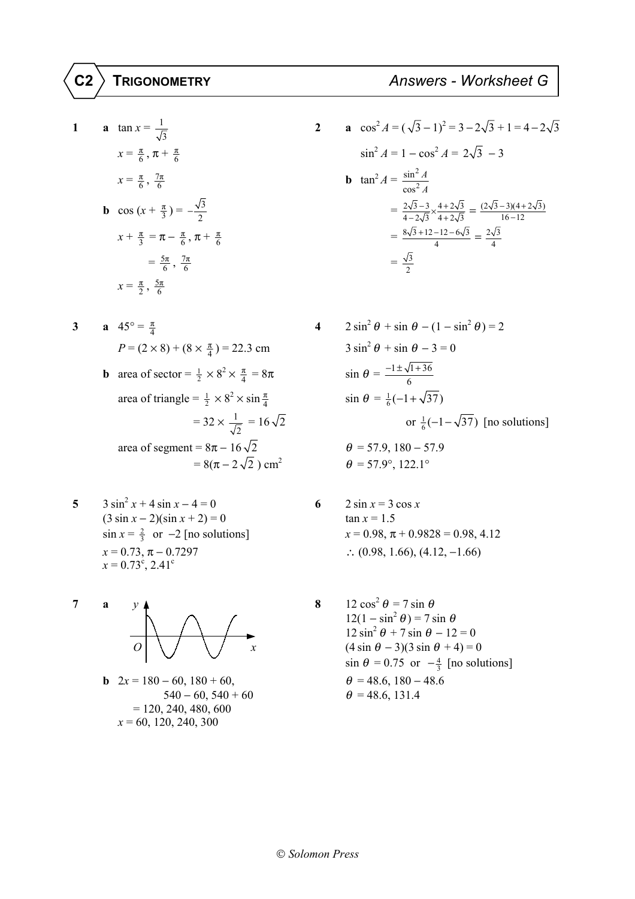# C2 TRIGONOMETRY — Answers - Worksheet G

**1** **a** $\tan x = \frac{1}{\sqrt{3}}$

$x = \frac{\pi}{6},\ \pi + \frac{\pi}{6}$

$x = \frac{\pi}{6},\ \frac{7\pi}{6}$

**b** $\cos(x + \frac{\pi}{3}) = -\frac{\sqrt{3}}{2}$

$x + \frac{\pi}{3} = \pi - \frac{\pi}{6},\ \pi + \frac{\pi}{6}$

$= \frac{5\pi}{6},\ \frac{7\pi}{6}$

$x = \frac{\pi}{2},\ \frac{5\pi}{6}$

**2** **a** $\cos^2 A = (\sqrt{3} - 1)^2 = 3 - 2\sqrt{3} + 1 = 4 - 2\sqrt{3}$

$\sin^2 A = 1 - \cos^2 A = 2\sqrt{3} - 3$

**b** $\tan^2 A = \frac{\sin^2 A}{\cos^2 A}$

$= \frac{2\sqrt{3} - 3}{4 - 2\sqrt{3}} \times \frac{4 + 2\sqrt{3}}{4 + 2\sqrt{3}} = \frac{(2\sqrt{3} - 3)(4 + 2\sqrt{3})}{16 - 12}$

$= \frac{8\sqrt{3} + 12 - 12 - 6\sqrt{3}}{4} = \frac{2\sqrt{3}}{4}$

$= \frac{\sqrt{3}}{2}$

**3** **a** $45° = \frac{\pi}{4}$

$P = (2 \times 8) + (8 \times \frac{\pi}{4}) = 22.3$ cm

**b** area of sector $= \frac{1}{2} \times 8^2 \times \frac{\pi}{4} = 8\pi$

area of triangle $= \frac{1}{2} \times 8^2 \times \sin \frac{\pi}{4}$

$= 32 \times \frac{1}{\sqrt{2}} = 16\sqrt{2}$

area of segment $= 8\pi - 16\sqrt{2}$

$= 8(\pi - 2\sqrt{2})$ cm$^2$

**4** $2\sin^2\theta + \sin\theta - (1 - \sin^2\theta) = 2$

$3\sin^2\theta + \sin\theta - 3 = 0$

$\sin\theta = \frac{-1 \pm \sqrt{1 + 36}}{6}$

$\sin\theta = \frac{1}{6}(-1 + \sqrt{37})$

or $\frac{1}{6}(-1 - \sqrt{37})$ [no solutions]

$\theta = 57.9,\ 180 - 57.9$

$\theta = 57.9°,\ 122.1°$

**5** $3\sin^2 x + 4\sin x - 4 = 0$

$(3\sin x - 2)(\sin x + 2) = 0$

$\sin x = \frac{2}{3}$ or $-2$ [no solutions]

$x = 0.73,\ \pi - 0.7297$

$x = 0.73^c,\ 2.41^c$

**6** $2\sin x = 3\cos x$

$\tan x = 1.5$

$x = 0.98,\ \pi + 0.9828 = 0.98,\ 4.12$

$\therefore$ (0.98, 1.66), (4.12, −1.66)

**7** **a** [sketch of a wave graph with axes $y$ and $x$, origin $O$]

**b** $2x = 180 - 60,\ 180 + 60,$

$540 - 60,\ 540 + 60$

$= 120,\ 240,\ 480,\ 600$

$x = 60,\ 120,\ 240,\ 300$

**8** $12\cos^2\theta = 7\sin\theta$

$12(1 - \sin^2\theta) = 7\sin\theta$

$12\sin^2\theta + 7\sin\theta - 12 = 0$

$(4\sin\theta - 3)(3\sin\theta + 4) = 0$

$\sin\theta = 0.75$ or $-\frac{4}{3}$ [no solutions]

$\theta = 48.6,\ 180 - 48.6$

$\theta = 48.6,\ 131.4$

© Solomon Press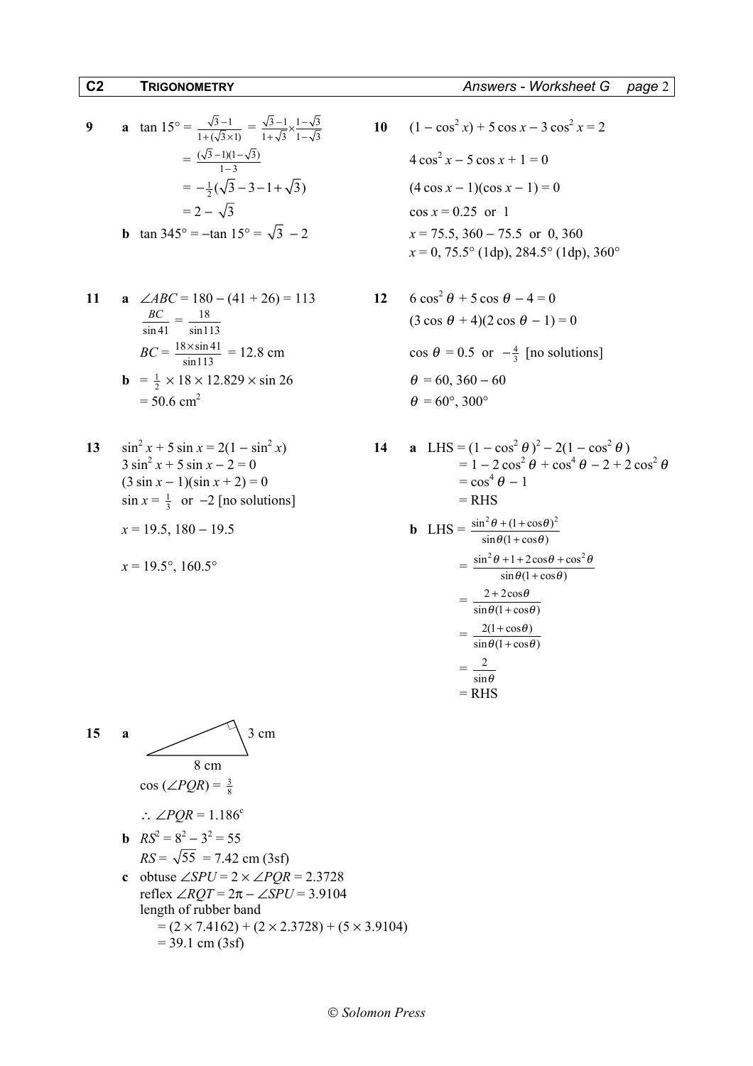**9** **a** $\tan 15° = \frac{\sqrt{3}-1}{1+(\sqrt{3}\times 1)} = \frac{\sqrt{3}-1}{1+\sqrt{3}} \times \frac{1-\sqrt{3}}{1-\sqrt{3}}$

$= \frac{(\sqrt{3}-1)(1-\sqrt{3})}{1-3}$

$= -\frac{1}{2}(\sqrt{3}-3-1+\sqrt{3})$

$= 2 - \sqrt{3}$

**b** $\tan 345° = -\tan 15° = \sqrt{3} - 2$

**10** $(1 - \cos^2 x) + 5\cos x - 3\cos^2 x = 2$

$4\cos^2 x - 5\cos x + 1 = 0$

$(4\cos x - 1)(\cos x - 1) = 0$

$\cos x = 0.25$ or $1$

$x = 75.5, 360 - 75.5$ or $0, 360$

$x = 0, 75.5°$ (1dp), $284.5°$ (1dp), $360°$

**11** **a** $\angle ABC = 180 - (41 + 26) = 113$

$\frac{BC}{\sin 41} = \frac{18}{\sin 113}$

$BC = \frac{18 \times \sin 41}{\sin 113} = 12.8$ cm

**b** $= \frac{1}{2} \times 18 \times 12.829 \times \sin 26$

$= 50.6$ cm$^2$

**12** $6\cos^2\theta + 5\cos\theta - 4 = 0$

$(3\cos\theta + 4)(2\cos\theta - 1) = 0$

$\cos\theta = 0.5$ or $-\frac{4}{3}$ [no solutions]

$\theta = 60, 360 - 60$

$\theta = 60°, 300°$

**13** $\sin^2 x + 5\sin x = 2(1 - \sin^2 x)$

$3\sin^2 x + 5\sin x - 2 = 0$

$(3\sin x - 1)(\sin x + 2) = 0$

$\sin x = \frac{1}{3}$ or $-2$ [no solutions]

$x = 19.5, 180 - 19.5$

$x = 19.5°, 160.5°$

**14** **a** LHS $= (1 - \cos^2\theta)^2 - 2(1 - \cos^2\theta)$

$= 1 - 2\cos^2\theta + \cos^4\theta - 2 + 2\cos^2\theta$

$= \cos^4\theta - 1$

$=$ RHS

**b** LHS $= \frac{\sin^2\theta + (1+\cos\theta)^2}{\sin\theta(1+\cos\theta)}$

$= \frac{\sin^2\theta + 1 + 2\cos\theta + \cos^2\theta}{\sin\theta(1+\cos\theta)}$

$= \frac{2 + 2\cos\theta}{\sin\theta(1+\cos\theta)}$

$= \frac{2(1+\cos\theta)}{\sin\theta(1+\cos\theta)}$

$= \frac{2}{\sin\theta}$

$=$ RHS

**15** **a**

3 cm

8 cm

$\cos(\angle PQR) = \frac{3}{8}$

$\therefore \angle PQR = 1.186^c$

**b** $RS^2 = 8^2 - 3^2 = 55$

$RS = \sqrt{55} = 7.42$ cm (3sf)

**c** obtuse $\angle SPU = 2 \times \angle PQR = 2.3728$

reflex $\angle RQT = 2\pi - \angle SPU = 3.9104$

length of rubber band

$= (2 \times 7.4162) + (2 \times 2.3728) + (5 \times 3.9104)$

$= 39.1$ cm (3sf)